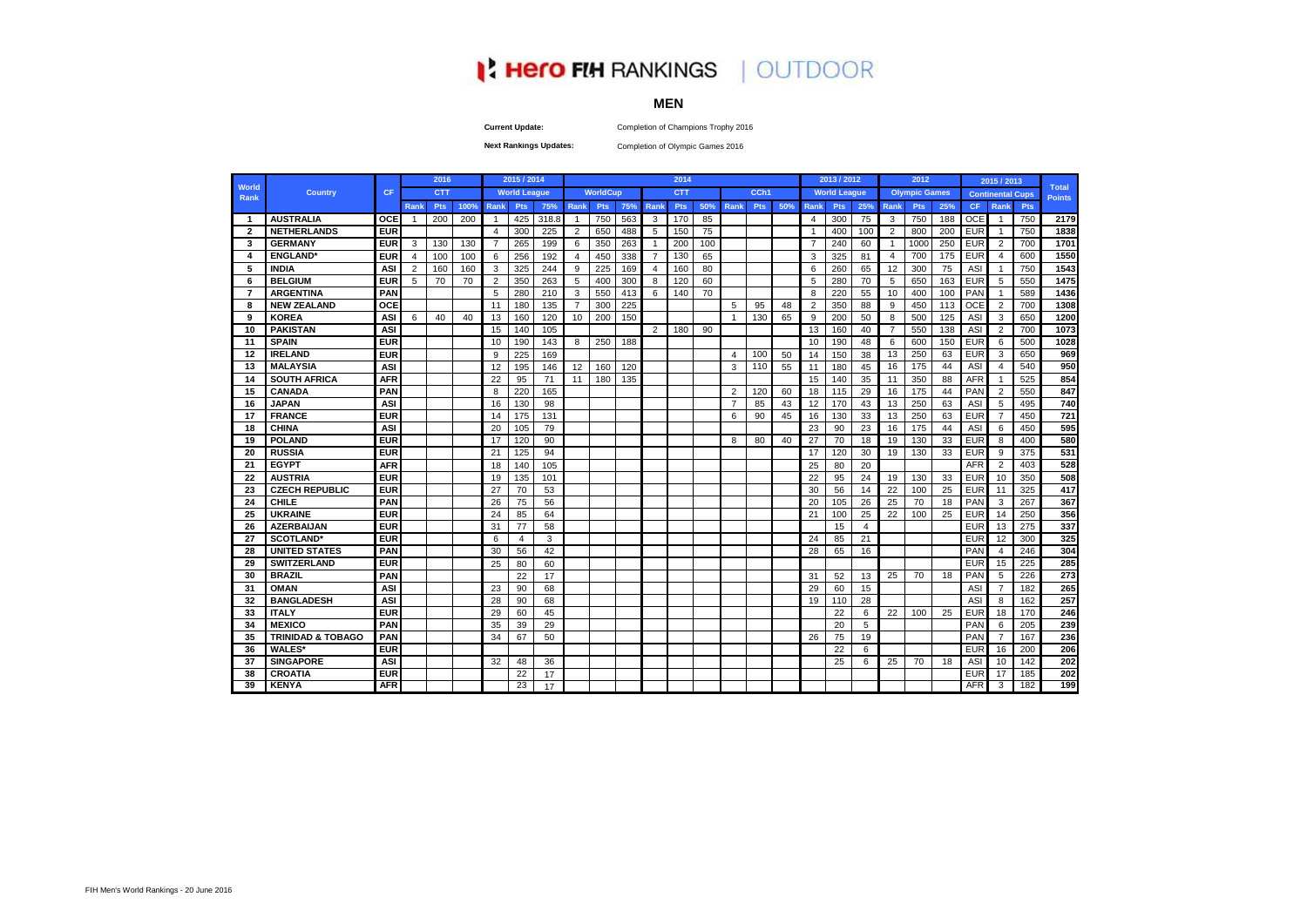# Hero FIH RANKINGS | OUTDOOR

## MEN

**Current Update:** Completion of Champions Trophy 2016

**Next Rankings Updates:** Completion of Olympic Games 2016

| World Rank | Country | CF | 2016 | | | 2015 / 2014 | | | 2014 | | | | | | | | | 2013 / 2012 | | | 2012 | | | 2015 / 2013 | | | Total Points |
|---|---|---|---|---|---|---|---|---|---|---|---|---|---|---|---|---|---|---|---|---|---|---|---|---|---|---|---|
| | | | CTT | | | World League | | | WorldCup | | | CTT | | | CCh1 | | | World League | | | Olympic Games | | | Continental Cups | | | |
| | | | Rank | Pts | 100% | Rank | Pts | 75% | Rank | Pts | 75% | Rank | Pts | 50% | Rank | Pts | 50% | Rank | Pts | 25% | Rank | Pts | 25% | CF | Rank | Pts | |
| 1 | AUSTRALIA | OCE | 1 | 200 | 200 | 1 | 425 | 318.8 | 1 | 750 | 563 | 3 | 170 | 85 | | | | 4 | 300 | 75 | 3 | 750 | 188 | OCE | 1 | 750 | 2179 |
| 2 | NETHERLANDS | EUR | | | | 4 | 300 | 225 | 2 | 650 | 488 | 5 | 150 | 75 | | | | 1 | 400 | 100 | 2 | 800 | 200 | EUR | 1 | 750 | 1838 |
| 3 | GERMANY | EUR | 3 | 130 | 130 | 7 | 265 | 199 | 6 | 350 | 263 | 1 | 200 | 100 | | | | 7 | 240 | 60 | 1 | 1000 | 250 | EUR | 2 | 700 | 1701 |
| 4 | ENGLAND* | EUR | 4 | 100 | 100 | 6 | 256 | 192 | 4 | 450 | 338 | 7 | 130 | 65 | | | | 3 | 325 | 81 | 4 | 700 | 175 | EUR | 4 | 600 | 1550 |
| 5 | INDIA | ASI | 2 | 160 | 160 | 3 | 325 | 244 | 9 | 225 | 169 | 4 | 160 | 80 | | | | 6 | 260 | 65 | 12 | 300 | 75 | ASI | 1 | 750 | 1543 |
| 6 | BELGIUM | EUR | 5 | 70 | 70 | 2 | 350 | 263 | 5 | 400 | 300 | 8 | 120 | 60 | | | | 5 | 280 | 70 | 5 | 650 | 163 | EUR | 5 | 550 | 1475 |
| 7 | ARGENTINA | PAN | | | | 5 | 280 | 210 | 3 | 550 | 413 | 6 | 140 | 70 | | | | 8 | 220 | 55 | 10 | 400 | 100 | PAN | 1 | 589 | 1436 |
| 8 | NEW ZEALAND | OCE | | | | 11 | 180 | 135 | 7 | 300 | 225 | | | | 5 | 95 | 48 | 2 | 350 | 88 | 9 | 450 | 113 | OCE | 2 | 700 | 1308 |
| 9 | KOREA | ASI | 6 | 40 | 40 | 13 | 160 | 120 | 10 | 200 | 150 | | | | 1 | 130 | 65 | 9 | 200 | 50 | 8 | 500 | 125 | ASI | 3 | 650 | 1200 |
| 10 | PAKISTAN | ASI | | | | 15 | 140 | 105 | | | | 2 | 180 | 90 | | | | 13 | 160 | 40 | 7 | 550 | 138 | ASI | 2 | 700 | 1073 |
| 11 | SPAIN | EUR | | | | 10 | 190 | 143 | 8 | 250 | 188 | | | | | | | 10 | 190 | 48 | 6 | 600 | 150 | EUR | 6 | 500 | 1028 |
| 12 | IRELAND | EUR | | | | 9 | 225 | 169 | | | | | | | 4 | 100 | 50 | 14 | 150 | 38 | 13 | 250 | 63 | EUR | 3 | 650 | 969 |
| 13 | MALAYSIA | ASI | | | | 12 | 195 | 146 | 12 | 160 | 120 | | | | 3 | 110 | 55 | 11 | 180 | 45 | 16 | 175 | 44 | ASI | 4 | 540 | 950 |
| 14 | SOUTH AFRICA | AFR | | | | 22 | 95 | 71 | 11 | 180 | 135 | | | | | | | 15 | 140 | 35 | 11 | 350 | 88 | AFR | 1 | 525 | 854 |
| 15 | CANADA | PAN | | | | 8 | 220 | 165 | | | | | | | 2 | 120 | 60 | 18 | 115 | 29 | 16 | 175 | 44 | PAN | 2 | 550 | 847 |
| 16 | JAPAN | ASI | | | | 16 | 130 | 98 | | | | | | | 7 | 85 | 43 | 12 | 170 | 43 | 13 | 250 | 63 | ASI | 5 | 495 | 740 |
| 17 | FRANCE | EUR | | | | 14 | 175 | 131 | | | | | | | 6 | 90 | 45 | 16 | 130 | 33 | 13 | 250 | 63 | EUR | 7 | 450 | 721 |
| 18 | CHINA | ASI | | | | 20 | 105 | 79 | | | | | | | | | | 23 | 90 | 23 | 16 | 175 | 44 | ASI | 6 | 450 | 595 |
| 19 | POLAND | EUR | | | | 17 | 120 | 90 | | | | | | | 8 | 80 | 40 | 27 | 70 | 18 | 19 | 130 | 33 | EUR | 8 | 400 | 580 |
| 20 | RUSSIA | EUR | | | | 21 | 125 | 94 | | | | | | | | | | 17 | 120 | 30 | 19 | 130 | 33 | EUR | 9 | 375 | 531 |
| 21 | EGYPT | AFR | | | | 18 | 140 | 105 | | | | | | | | | | 25 | 80 | 20 | | | | AFR | 2 | 403 | 528 |
| 22 | AUSTRIA | EUR | | | | 19 | 135 | 101 | | | | | | | | | | 22 | 95 | 24 | 19 | 130 | 33 | EUR | 10 | 350 | 508 |
| 23 | CZECH REPUBLIC | EUR | | | | 27 | 70 | 53 | | | | | | | | | | 30 | 56 | 14 | 22 | 100 | 25 | EUR | 11 | 325 | 417 |
| 24 | CHILE | PAN | | | | 26 | 75 | 56 | | | | | | | | | | 20 | 105 | 26 | 25 | 70 | 18 | PAN | 3 | 267 | 367 |
| 25 | UKRAINE | EUR | | | | 24 | 85 | 64 | | | | | | | | | | 21 | 100 | 25 | 22 | 100 | 25 | EUR | 14 | 250 | 356 |
| 26 | AZERBAIJAN | EUR | | | | 31 | 77 | 58 | | | | | | | | | | | 15 | 4 | | | | EUR | 13 | 275 | 337 |
| 27 | SCOTLAND* | EUR | | | | 6 | 4 | 3 | | | | | | | | | | 24 | 85 | 21 | | | | EUR | 12 | 300 | 325 |
| 28 | UNITED STATES | PAN | | | | 30 | 56 | 42 | | | | | | | | | | 28 | 65 | 16 | | | | PAN | 4 | 246 | 304 |
| 29 | SWITZERLAND | EUR | | | | 25 | 80 | 60 | | | | | | | | | | | | | | | | EUR | 15 | 225 | 285 |
| 30 | BRAZIL | PAN | | | | | 22 | 17 | | | | | | | | | | 31 | 52 | 13 | 25 | 70 | 18 | PAN | 5 | 226 | 273 |
| 31 | OMAN | ASI | | | | 23 | 90 | 68 | | | | | | | | | | 29 | 60 | 15 | | | | ASI | 7 | 182 | 265 |
| 32 | BANGLADESH | ASI | | | | 28 | 90 | 68 | | | | | | | | | | 19 | 110 | 28 | | | | ASI | 8 | 162 | 257 |
| 33 | ITALY | EUR | | | | 29 | 60 | 45 | | | | | | | | | | | 22 | 6 | 22 | 100 | 25 | EUR | 18 | 170 | 246 |
| 34 | MEXICO | PAN | | | | 35 | 39 | 29 | | | | | | | | | | | 20 | 5 | | | | PAN | 6 | 205 | 239 |
| 35 | TRINIDAD & TOBAGO | PAN | | | | 34 | 67 | 50 | | | | | | | | | | 26 | 75 | 19 | | | | PAN | 7 | 167 | 236 |
| 36 | WALES* | EUR | | | | | | | | | | | | | | | | | 22 | 6 | | | | EUR | 16 | 200 | 206 |
| 37 | SINGAPORE | ASI | | | | 32 | 48 | 36 | | | | | | | | | | | 25 | 6 | 25 | 70 | 18 | ASI | 10 | 142 | 202 |
| 38 | CROATIA | EUR | | | | | 22 | 17 | | | | | | | | | | | | | | | | EUR | 17 | 185 | 202 |
| 39 | KENYA | AFR | | | | | 23 | 17 | | | | | | | | | | | | | | | | AFR | 3 | 182 | 199 |

FIH Men's World Rankings - 20 June 2016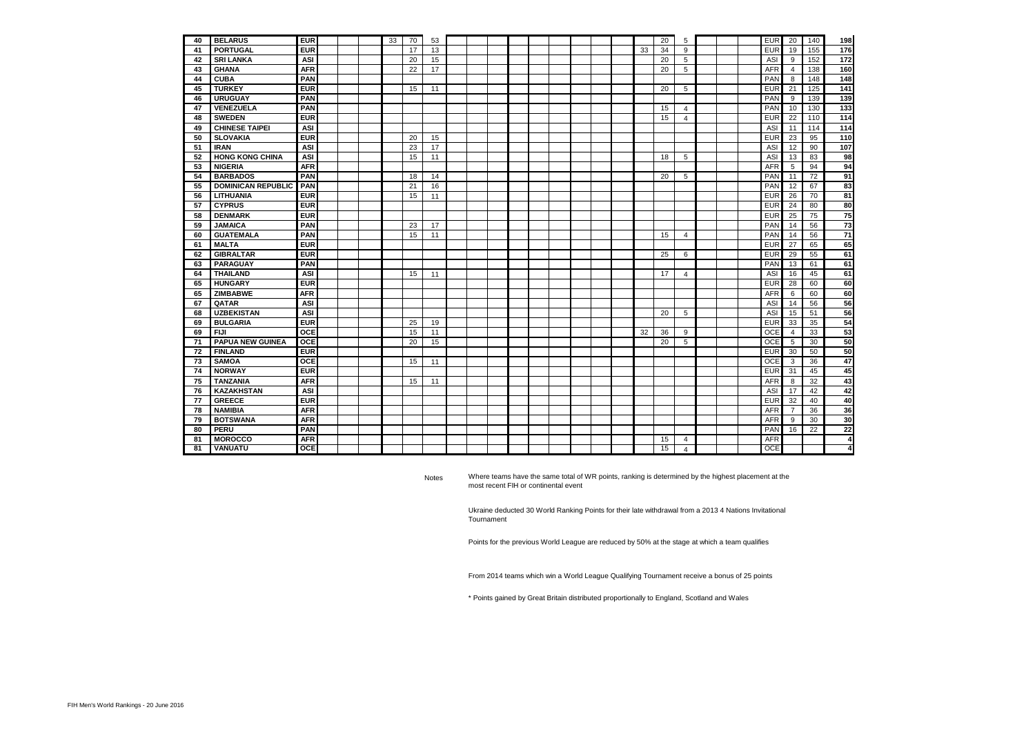| | | | | | | | | | | | | | | | | | | | | | | | | | | | |
|---|---|---|---|---|---|---|---|---|---|---|---|---|---|---|---|---|---|---|---|---|---|---|---|---|---|---|---|
| 40 | BELARUS | EUR | | | | 33 | 70 | 53 | | | | | | | | | | | 20 | 5 | | | | EUR | 20 | 140 | 198 |
| 41 | PORTUGAL | EUR | | | | | 17 | 13 | | | | | | | | | | 33 | 34 | 9 | | | | EUR | 19 | 155 | 176 |
| 42 | SRI LANKA | ASI | | | | | 20 | 15 | | | | | | | | | | | 20 | 5 | | | | ASI | 9 | 152 | 172 |
| 43 | GHANA | AFR | | | | | 22 | 17 | | | | | | | | | | | 20 | 5 | | | | AFR | 4 | 138 | 160 |
| 44 | CUBA | PAN | | | | | | | | | | | | | | | | | | | | | | PAN | 8 | 148 | 148 |
| 45 | TURKEY | EUR | | | | | 15 | 11 | | | | | | | | | | | 20 | 5 | | | | EUR | 21 | 125 | 141 |
| 46 | URUGUAY | PAN | | | | | | | | | | | | | | | | | | | | | | PAN | 9 | 139 | 139 |
| 47 | VENEZUELA | PAN | | | | | | | | | | | | | | | | | 15 | 4 | | | | PAN | 10 | 130 | 133 |
| 48 | SWEDEN | EUR | | | | | | | | | | | | | | | | | 15 | 4 | | | | EUR | 22 | 110 | 114 |
| 49 | CHINESE TAIPEI | ASI | | | | | | | | | | | | | | | | | | | | | | ASI | 11 | 114 | 114 |
| 50 | SLOVAKIA | EUR | | | | | 20 | 15 | | | | | | | | | | | | | | | | EUR | 23 | 95 | 110 |
| 51 | IRAN | ASI | | | | | 23 | 17 | | | | | | | | | | | | | | | | ASI | 12 | 90 | 107 |
| 52 | HONG KONG CHINA | ASI | | | | | 15 | 11 | | | | | | | | | | | 18 | 5 | | | | ASI | 13 | 83 | 98 |
| 53 | NIGERIA | AFR | | | | | | | | | | | | | | | | | | | | | | AFR | 5 | 94 | 94 |
| 54 | BARBADOS | PAN | | | | | 18 | 14 | | | | | | | | | | | 20 | 5 | | | | PAN | 11 | 72 | 91 |
| 55 | DOMINICAN REPUBLIC | PAN | | | | | 21 | 16 | | | | | | | | | | | | | | | | PAN | 12 | 67 | 83 |
| 56 | LITHUANIA | EUR | | | | | 15 | 11 | | | | | | | | | | | | | | | | EUR | 26 | 70 | 81 |
| 57 | CYPRUS | EUR | | | | | | | | | | | | | | | | | | | | | | EUR | 24 | 80 | 80 |
| 58 | DENMARK | EUR | | | | | | | | | | | | | | | | | | | | | | EUR | 25 | 75 | 75 |
| 59 | JAMAICA | PAN | | | | | 23 | 17 | | | | | | | | | | | | | | | | PAN | 14 | 56 | 73 |
| 60 | GUATEMALA | PAN | | | | | 15 | 11 | | | | | | | | | | | 15 | 4 | | | | PAN | 14 | 56 | 71 |
| 61 | MALTA | EUR | | | | | | | | | | | | | | | | | | | | | | EUR | 27 | 65 | 65 |
| 62 | GIBRALTAR | EUR | | | | | | | | | | | | | | | | | 25 | 6 | | | | EUR | 29 | 55 | 61 |
| 63 | PARAGUAY | PAN | | | | | | | | | | | | | | | | | | | | | | PAN | 13 | 61 | 61 |
| 64 | THAILAND | ASI | | | | | 15 | 11 | | | | | | | | | | | 17 | 4 | | | | ASI | 16 | 45 | 61 |
| 65 | HUNGARY | EUR | | | | | | | | | | | | | | | | | | | | | | EUR | 28 | 60 | 60 |
| 65 | ZIMBABWE | AFR | | | | | | | | | | | | | | | | | | | | | | AFR | 6 | 60 | 60 |
| 67 | QATAR | ASI | | | | | | | | | | | | | | | | | | | | | | ASI | 14 | 56 | 56 |
| 68 | UZBEKISTAN | ASI | | | | | | | | | | | | | | | | | 20 | 5 | | | | ASI | 15 | 51 | 56 |
| 69 | BULGARIA | EUR | | | | | 25 | 19 | | | | | | | | | | | | | | | | EUR | 33 | 35 | 54 |
| 69 | FIJI | OCE | | | | | 15 | 11 | | | | | | | | | | 32 | 36 | 9 | | | | OCE | 4 | 33 | 53 |
| 71 | PAPUA NEW GUINEA | OCE | | | | | 20 | 15 | | | | | | | | | | | 20 | 5 | | | | OCE | 5 | 30 | 50 |
| 72 | FINLAND | EUR | | | | | | | | | | | | | | | | | | | | | | EUR | 30 | 50 | 50 |
| 73 | SAMOA | OCE | | | | | 15 | 11 | | | | | | | | | | | | | | | | OCE | 3 | 36 | 47 |
| 74 | NORWAY | EUR | | | | | | | | | | | | | | | | | | | | | | EUR | 31 | 45 | 45 |
| 75 | TANZANIA | AFR | | | | | 15 | 11 | | | | | | | | | | | | | | | | AFR | 8 | 32 | 43 |
| 76 | KAZAKHSTAN | ASI | | | | | | | | | | | | | | | | | | | | | | ASI | 17 | 42 | 42 |
| 77 | GREECE | EUR | | | | | | | | | | | | | | | | | | | | | | EUR | 32 | 40 | 40 |
| 78 | NAMIBIA | AFR | | | | | | | | | | | | | | | | | | | | | | AFR | 7 | 36 | 36 |
| 79 | BOTSWANA | AFR | | | | | | | | | | | | | | | | | | | | | | AFR | 9 | 30 | 30 |
| 80 | PERU | PAN | | | | | | | | | | | | | | | | | | | | | | PAN | 16 | 22 | 22 |
| 81 | MOROCCO | AFR | | | | | | | | | | | | | | | | | 15 | 4 | | | | AFR | | | 4 |
| 81 | VANUATU | OCE | | | | | | | | | | | | | | | | | 15 | 4 | | | | OCE | | | 4 |

Notes

Where teams have the same total of WR points, ranking is determined by the highest placement at the most recent FIH or continental event

Ukraine deducted 30 World Ranking Points for their late withdrawal from a 2013 4 Nations Invitational Tournament

Points for the previous World League are reduced by 50% at the stage at which a team qualifies

From 2014 teams which win a World League Qualifying Tournament receive a bonus of 25 points

* Points gained by Great Britain distributed proportionally to England, Scotland and Wales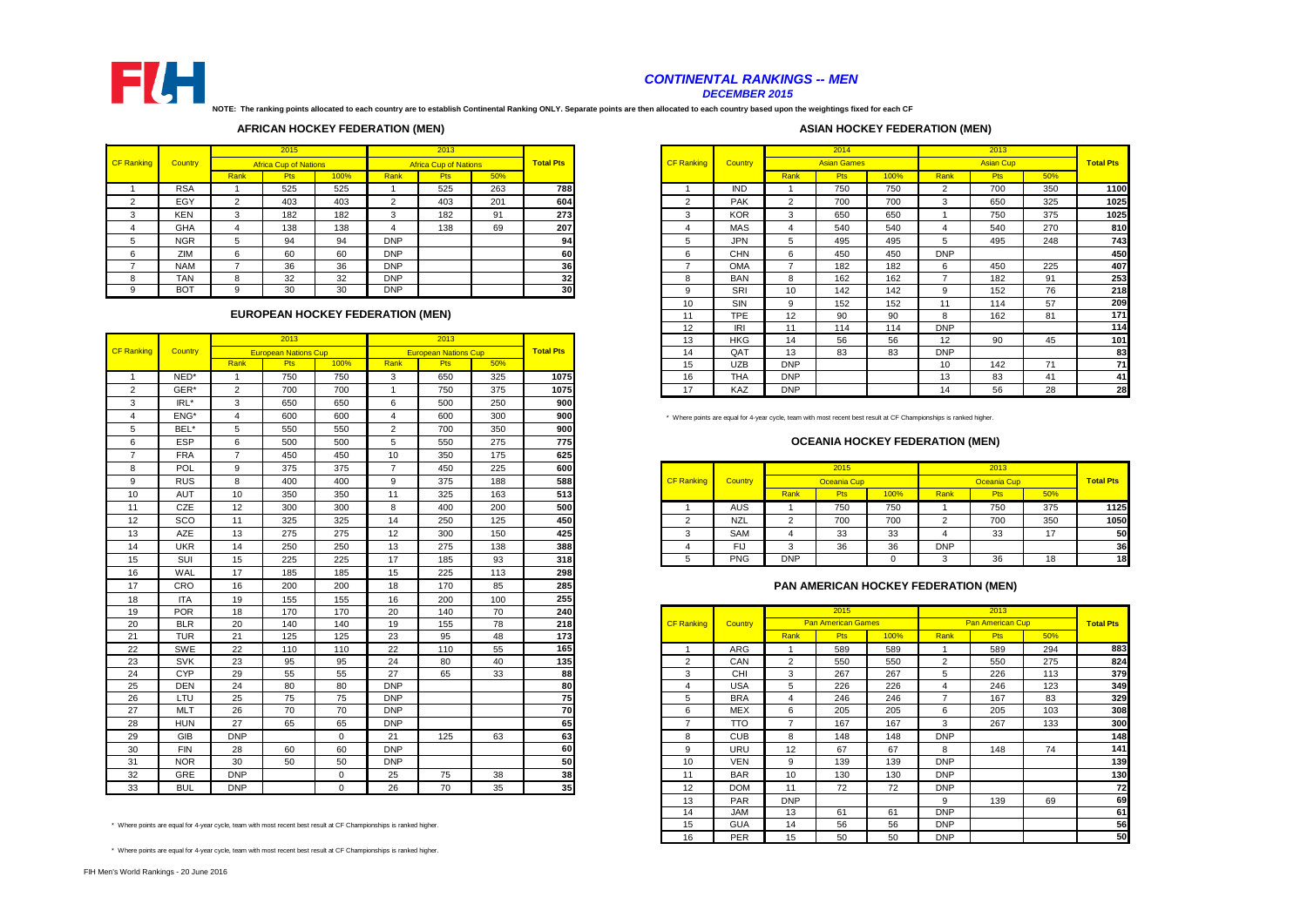# CONTINENTAL RANKINGS -- MEN

*DECEMBER 2015*

**NOTE: The ranking points allocated to each country are to establish Continental Ranking ONLY. Separate points are then allocated to each country based upon the weightings fixed for each CF**

## AFRICAN HOCKEY FEDERATION (MEN)

| CF Ranking | Country | 2015 Africa Cup of Nations | | | 2013 Africa Cup of Nations | | | Total Pts |
|---|---|---|---|---|---|---|---|---|
| | | Rank | Pts | 100% | Rank | Pts | 50% | |
| 1 | RSA | 1 | 525 | 525 | 1 | 525 | 263 | 788 |
| 2 | EGY | 2 | 403 | 403 | 2 | 403 | 201 | 604 |
| 3 | KEN | 3 | 182 | 182 | 3 | 182 | 91 | 273 |
| 4 | GHA | 4 | 138 | 138 | 4 | 138 | 69 | 207 |
| 5 | NGR | 5 | 94 | 94 | DNP | | | 94 |
| 6 | ZIM | 6 | 60 | 60 | DNP | | | 60 |
| 7 | NAM | 7 | 36 | 36 | DNP | | | 36 |
| 8 | TAN | 8 | 32 | 32 | DNP | | | 32 |
| 9 | BOT | 9 | 30 | 30 | DNP | | | 30 |

## EUROPEAN HOCKEY FEDERATION (MEN)

| CF Ranking | Country | 2013 European Nations Cup | | | 2013 European Nations Cup | | | Total Pts |
|---|---|---|---|---|---|---|---|---|
| | | Rank | Pts | 100% | Rank | Pts | 50% | |
| 1 | NED* | 1 | 750 | 750 | 3 | 650 | 325 | 1075 |
| 2 | GER* | 2 | 700 | 700 | 1 | 750 | 375 | 1075 |
| 3 | IRL* | 3 | 650 | 650 | 6 | 500 | 250 | 900 |
| 4 | ENG* | 4 | 600 | 600 | 4 | 600 | 300 | 900 |
| 5 | BEL* | 5 | 550 | 550 | 2 | 700 | 350 | 900 |
| 6 | ESP | 6 | 500 | 500 | 5 | 550 | 275 | 775 |
| 7 | FRA | 7 | 450 | 450 | 10 | 350 | 175 | 625 |
| 8 | POL | 9 | 375 | 375 | 7 | 450 | 225 | 600 |
| 9 | RUS | 8 | 400 | 400 | 9 | 375 | 188 | 588 |
| 10 | AUT | 10 | 350 | 350 | 11 | 325 | 163 | 513 |
| 11 | CZE | 12 | 300 | 300 | 8 | 400 | 200 | 500 |
| 12 | SCO | 11 | 325 | 325 | 14 | 250 | 125 | 450 |
| 13 | AZE | 13 | 275 | 275 | 12 | 300 | 150 | 425 |
| 14 | UKR | 14 | 250 | 250 | 13 | 275 | 138 | 388 |
| 15 | SUI | 15 | 225 | 225 | 17 | 185 | 93 | 318 |
| 16 | WAL | 17 | 185 | 185 | 15 | 225 | 113 | 298 |
| 17 | CRO | 16 | 200 | 200 | 18 | 170 | 85 | 285 |
| 18 | ITA | 19 | 155 | 155 | 16 | 200 | 100 | 255 |
| 19 | POR | 18 | 170 | 170 | 20 | 140 | 70 | 240 |
| 20 | BLR | 20 | 140 | 140 | 19 | 155 | 78 | 218 |
| 21 | TUR | 21 | 125 | 125 | 23 | 95 | 48 | 173 |
| 22 | SWE | 22 | 110 | 110 | 22 | 110 | 55 | 165 |
| 23 | SVK | 23 | 95 | 95 | 24 | 80 | 40 | 135 |
| 24 | CYP | 29 | 55 | 55 | 27 | 65 | 33 | 88 |
| 25 | DEN | 24 | 80 | 80 | DNP | | | 80 |
| 26 | LTU | 25 | 75 | 75 | DNP | | | 75 |
| 27 | MLT | 26 | 70 | 70 | DNP | | | 70 |
| 28 | HUN | 27 | 65 | 65 | DNP | | | 65 |
| 29 | GIB | DNP | | 0 | 21 | 125 | 63 | 63 |
| 30 | FIN | 28 | 60 | 60 | DNP | | | 60 |
| 31 | NOR | 30 | 50 | 50 | DNP | | | 50 |
| 32 | GRE | DNP | | 0 | 25 | 75 | 38 | 38 |
| 33 | BUL | DNP | | 0 | 26 | 70 | 35 | 35 |

\* Where points are equal for 4-year cycle, team with most recent best result at CF Championships is ranked higher.

\* Where points are equal for 4-year cycle, team with most recent best result at CF Championships is ranked higher.

## ASIAN HOCKEY FEDERATION (MEN)

| CF Ranking | Country | 2014 Asian Games | | | 2013 Asian Cup | | | Total Pts |
|---|---|---|---|---|---|---|---|---|
| | | Rank | Pts | 100% | Rank | Pts | 50% | |
| 1 | IND | 1 | 750 | 750 | 2 | 700 | 350 | 1100 |
| 2 | PAK | 2 | 700 | 700 | 3 | 650 | 325 | 1025 |
| 3 | KOR | 3 | 650 | 650 | 1 | 750 | 375 | 1025 |
| 4 | MAS | 4 | 540 | 540 | 4 | 540 | 270 | 810 |
| 5 | JPN | 5 | 495 | 495 | 5 | 495 | 248 | 743 |
| 6 | CHN | 6 | 450 | 450 | DNP | | | 450 |
| 7 | OMA | 7 | 182 | 182 | 6 | 450 | 225 | 407 |
| 8 | BAN | 8 | 162 | 162 | 7 | 182 | 91 | 253 |
| 9 | SRI | 10 | 142 | 142 | 9 | 152 | 76 | 218 |
| 10 | SIN | 9 | 152 | 152 | 11 | 114 | 57 | 209 |
| 11 | TPE | 12 | 90 | 90 | 8 | 162 | 81 | 171 |
| 12 | IRI | 11 | 114 | 114 | DNP | | | 114 |
| 13 | HKG | 14 | 56 | 56 | 12 | 90 | 45 | 101 |
| 14 | QAT | 13 | 83 | 83 | DNP | | | 83 |
| 15 | UZB | DNP | | | 10 | 142 | 71 | 71 |
| 16 | THA | DNP | | | 13 | 83 | 41 | 41 |
| 17 | KAZ | DNP | | | 14 | 56 | 28 | 28 |

\* Where points are equal for 4-year cycle, team with most recent best result at CF Championships is ranked higher.

## OCEANIA HOCKEY FEDERATION (MEN)

| CF Ranking | Country | 2015 Oceania Cup | | | 2013 Oceania Cup | | | Total Pts |
|---|---|---|---|---|---|---|---|---|
| | | Rank | Pts | 100% | Rank | Pts | 50% | |
| 1 | AUS | 1 | 750 | 750 | 1 | 750 | 375 | 1125 |
| 2 | NZL | 2 | 700 | 700 | 2 | 700 | 350 | 1050 |
| 3 | SAM | 4 | 33 | 33 | 4 | 33 | 17 | 50 |
| 4 | FIJ | 3 | 36 | 36 | DNP | | | 36 |
| 5 | PNG | DNP | | 0 | 3 | 36 | 18 | 18 |

## PAN AMERICAN HOCKEY FEDERATION (MEN)

| CF Ranking | Country | 2015 Pan American Games | | | 2013 Pan American Cup | | | Total Pts |
|---|---|---|---|---|---|---|---|---|
| | | Rank | Pts | 100% | Rank | Pts | 50% | |
| 1 | ARG | 1 | 589 | 589 | 1 | 589 | 294 | 883 |
| 2 | CAN | 2 | 550 | 550 | 2 | 550 | 275 | 824 |
| 3 | CHI | 3 | 267 | 267 | 5 | 226 | 113 | 379 |
| 4 | USA | 5 | 226 | 226 | 4 | 246 | 123 | 349 |
| 5 | BRA | 4 | 246 | 246 | 7 | 167 | 83 | 329 |
| 6 | MEX | 6 | 205 | 205 | 6 | 205 | 103 | 308 |
| 7 | TTO | 7 | 167 | 167 | 3 | 267 | 133 | 300 |
| 8 | CUB | 8 | 148 | 148 | DNP | | | 148 |
| 9 | URU | 12 | 67 | 67 | 8 | 148 | 74 | 141 |
| 10 | VEN | 9 | 139 | 139 | DNP | | | 139 |
| 11 | BAR | 10 | 130 | 130 | DNP | | | 130 |
| 12 | DOM | 11 | 72 | 72 | DNP | | | 72 |
| 13 | PAR | DNP | | | 9 | 139 | 69 | 69 |
| 14 | JAM | 13 | 61 | 61 | DNP | | | 61 |
| 15 | GUA | 14 | 56 | 56 | DNP | | | 56 |
| 16 | PER | 15 | 50 | 50 | DNP | | | 50 |

FIH Men's World Rankings - 20 June 2016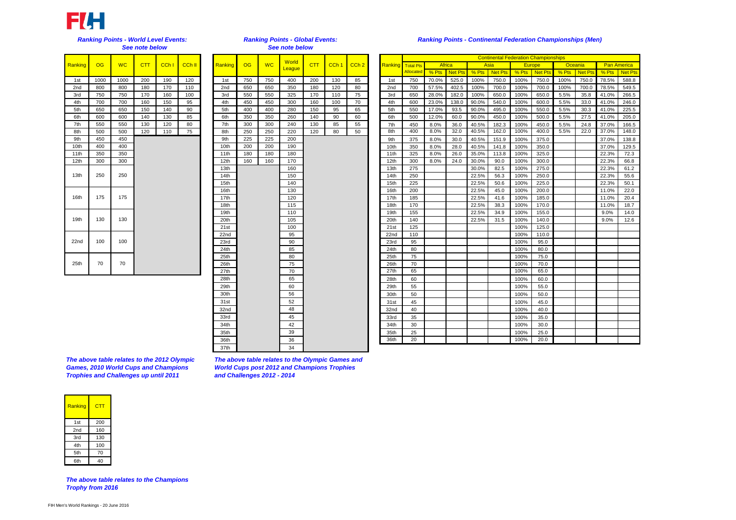### *Ranking Points - World Level Events:*
*See note below*

| Ranking | OG | WC | CTT | CCh I | CCh II |
|---|---|---|---|---|---|
| 1st | 1000 | 1000 | 200 | 190 | 120 |
| 2nd | 800 | 800 | 180 | 170 | 110 |
| 3rd | 750 | 750 | 170 | 160 | 100 |
| 4th | 700 | 700 | 160 | 150 | 95 |
| 5th | 650 | 650 | 150 | 140 | 90 |
| 6th | 600 | 600 | 140 | 130 | 85 |
| 7th | 550 | 550 | 130 | 120 | 80 |
| 8th | 500 | 500 | 120 | 110 | 75 |
| 9th | 450 | 450 | | | |
| 10th | 400 | 400 | | | |
| 11th | 350 | 350 | | | |
| 12th | 300 | 300 | | | |
| 13th | 250 | 250 | | | |
| 16th | 175 | 175 | | | |
| 19th | 130 | 130 | | | |
| 22nd | 100 | 100 | | | |
| 25th | 70 | 70 | | | |

***The above table relates to the 2012 Olympic Games, 2010 World Cups and Champions Trophies and Challenges up until 2011***

| Ranking | CTT |
|---|---|
| 1st | 200 |
| 2nd | 160 |
| 3rd | 130 |
| 4th | 100 |
| 5th | 70 |
| 6th | 40 |

***The above table relates to the Champions Trophy from 2016***

### *Ranking Points - Global Events:*
*See note below*

| Ranking | OG | WC | World League | CTT | CCh 1 | CCh 2 |
|---|---|---|---|---|---|---|
| 1st | 750 | 750 | 400 | 200 | 130 | 85 |
| 2nd | 650 | 650 | 350 | 180 | 120 | 80 |
| 3rd | 550 | 550 | 325 | 170 | 110 | 75 |
| 4th | 450 | 450 | 300 | 160 | 100 | 70 |
| 5th | 400 | 400 | 280 | 150 | 95 | 65 |
| 6th | 350 | 350 | 260 | 140 | 90 | 60 |
| 7th | 300 | 300 | 240 | 130 | 85 | 55 |
| 8th | 250 | 250 | 220 | 120 | 80 | 50 |
| 9th | 225 | 225 | 200 | | | |
| 10th | 200 | 200 | 190 | | | |
| 11th | 180 | 180 | 180 | | | |
| 12th | 160 | 160 | 170 | | | |
| 13th | | | 160 | | | |
| 14th | | | 150 | | | |
| 15th | | | 140 | | | |
| 16th | | | 130 | | | |
| 17th | | | 120 | | | |
| 18th | | | 115 | | | |
| 19th | | | 110 | | | |
| 20th | | | 105 | | | |
| 21st | | | 100 | | | |
| 22nd | | | 95 | | | |
| 23rd | | | 90 | | | |
| 24th | | | 85 | | | |
| 25th | | | 80 | | | |
| 26th | | | 75 | | | |
| 27th | | | 70 | | | |
| 28th | | | 65 | | | |
| 29th | | | 60 | | | |
| 30th | | | 56 | | | |
| 31st | | | 52 | | | |
| 32nd | | | 48 | | | |
| 33rd | | | 45 | | | |
| 34th | | | 42 | | | |
| 35th | | | 39 | | | |
| 36th | | | 36 | | | |
| 37th | | | 34 | | | |

***The above table relates to the Olympic Games and World Cups post 2012 and Champions Trophies and Challenges 2012 - 2014***

### *Ranking Points - Continental Federation Championships (Men)*

| Ranking | Continental Federation Championships | | | | | | | | | | |
|---|---|---|---|---|---|---|---|---|---|---|---|
| | Total Pts Allocated | Africa | | Asia | | Europe | | Oceania | | Pan America | |
| | | % Pts | Net Pts | % Pts | Net Pts | % Pts | Net Pts | % Pts | Net Pts | % Pts | Net Pts |
| 1st | 750 | 70.0% | 525.0 | 100% | 750.0 | 100% | 750.0 | 100% | 750.0 | 78.5% | 588.8 |
| 2nd | 700 | 57.5% | 402.5 | 100% | 700.0 | 100% | 700.0 | 100% | 700.0 | 78.5% | 549.5 |
| 3rd | 650 | 28.0% | 182.0 | 100% | 650.0 | 100% | 650.0 | 5.5% | 35.8 | 41.0% | 266.5 |
| 4th | 600 | 23.0% | 138.0 | 90.0% | 540.0 | 100% | 600.0 | 5.5% | 33.0 | 41.0% | 246.0 |
| 5th | 550 | 17.0% | 93.5 | 90.0% | 495.0 | 100% | 550.0 | 5.5% | 30.3 | 41.0% | 225.5 |
| 6th | 500 | 12.0% | 60.0 | 90.0% | 450.0 | 100% | 500.0 | 5.5% | 27.5 | 41.0% | 205.0 |
| 7th | 450 | 8.0% | 36.0 | 40.5% | 182.3 | 100% | 450.0 | 5.5% | 24.8 | 37.0% | 166.5 |
| 8th | 400 | 8.0% | 32.0 | 40.5% | 162.0 | 100% | 400.0 | 5.5% | 22.0 | 37.0% | 148.0 |
| 9th | 375 | 8.0% | 30.0 | 40.5% | 151.9 | 100% | 375.0 | | | 37.0% | 138.8 |
| 10th | 350 | 8.0% | 28.0 | 40.5% | 141.8 | 100% | 350.0 | | | 37.0% | 129.5 |
| 11th | 325 | 8.0% | 26.0 | 35.0% | 113.8 | 100% | 325.0 | | | 22.3% | 72.3 |
| 12th | 300 | 8.0% | 24.0 | 30.0% | 90.0 | 100% | 300.0 | | | 22.3% | 66.8 |
| 13th | 275 | | | 30.0% | 82.5 | 100% | 275.0 | | | 22.3% | 61.2 |
| 14th | 250 | | | 22.5% | 56.3 | 100% | 250.0 | | | 22.3% | 55.6 |
| 15th | 225 | | | 22.5% | 50.6 | 100% | 225.0 | | | 22.3% | 50.1 |
| 16th | 200 | | | 22.5% | 45.0 | 100% | 200.0 | | | 11.0% | 22.0 |
| 17th | 185 | | | 22.5% | 41.6 | 100% | 185.0 | | | 11.0% | 20.4 |
| 18th | 170 | | | 22.5% | 38.3 | 100% | 170.0 | | | 11.0% | 18.7 |
| 19th | 155 | | | 22.5% | 34.9 | 100% | 155.0 | | | 9.0% | 14.0 |
| 20th | 140 | | | 22.5% | 31.5 | 100% | 140.0 | | | 9.0% | 12.6 |
| 21st | 125 | | | | | 100% | 125.0 | | | | |
| 22nd | 110 | | | | | 100% | 110.0 | | | | |
| 23rd | 95 | | | | | 100% | 95.0 | | | | |
| 24th | 80 | | | | | 100% | 80.0 | | | | |
| 25th | 75 | | | | | 100% | 75.0 | | | | |
| 26th | 70 | | | | | 100% | 70.0 | | | | |
| 27th | 65 | | | | | 100% | 65.0 | | | | |
| 28th | 60 | | | | | 100% | 60.0 | | | | |
| 29th | 55 | | | | | 100% | 55.0 | | | | |
| 30th | 50 | | | | | 100% | 50.0 | | | | |
| 31st | 45 | | | | | 100% | 45.0 | | | | |
| 32nd | 40 | | | | | 100% | 40.0 | | | | |
| 33rd | 35 | | | | | 100% | 35.0 | | | | |
| 34th | 30 | | | | | 100% | 30.0 | | | | |
| 35th | 25 | | | | | 100% | 25.0 | | | | |
| 36th | 20 | | | | | 100% | 20.0 | | | | |